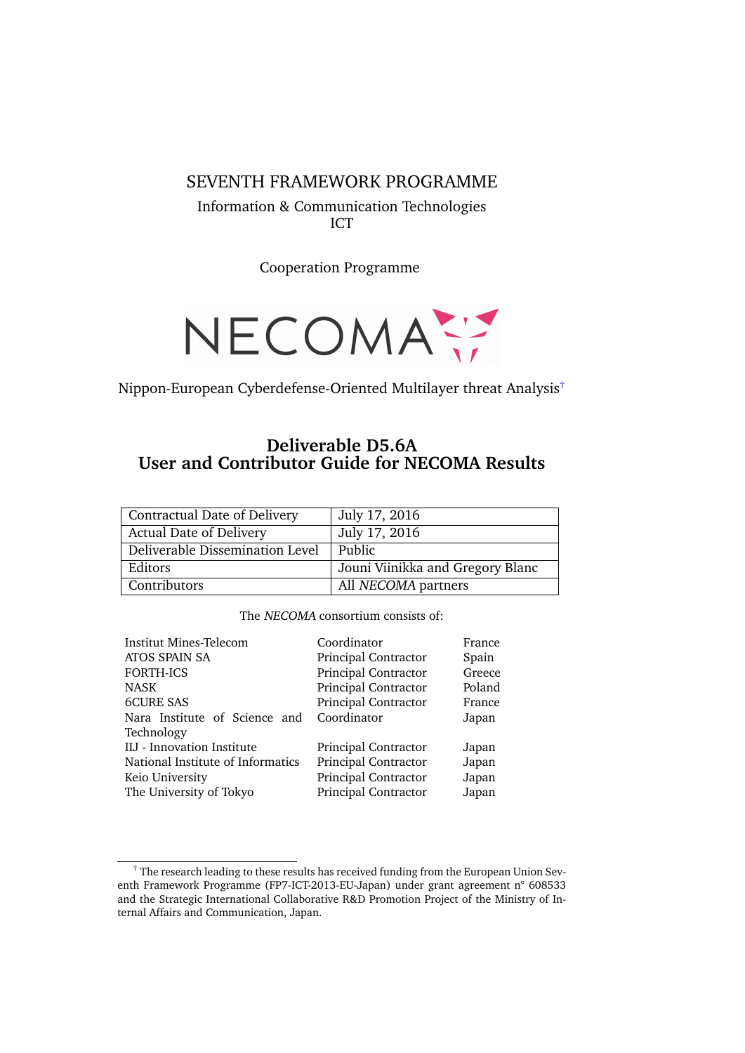SEVENTH FRAMEWORK PROGRAMME

Information & Communication Technologies
ICT

Cooperation Programme

NECOMA

Nippon-European Cyberdefense-Oriented Multilayer threat Analysis[†]

# Deliverable D5.6A
# User and Contributor Guide for NECOMA Results

| Contractual Date of Delivery | July 17, 2016 |
|---|---|
| Actual Date of Delivery | July 17, 2016 |
| Deliverable Dissemination Level | Public |
| Editors | Jouni Viinikka and Gregory Blanc |
| Contributors | All *NECOMA* partners |

The *NECOMA* consortium consists of:

| | | |
|---|---|---|
| Institut Mines-Telecom | Coordinator | France |
| ATOS SPAIN SA | Principal Contractor | Spain |
| FORTH-ICS | Principal Contractor | Greece |
| NASK | Principal Contractor | Poland |
| 6CURE SAS | Principal Contractor | France |
| Nara Institute of Science and Technology | Coordinator | Japan |
| IIJ - Innovation Institute | Principal Contractor | Japan |
| National Institute of Informatics | Principal Contractor | Japan |
| Keio University | Principal Contractor | Japan |
| The University of Tokyo | Principal Contractor | Japan |

[†] The research leading to these results has received funding from the European Union Seventh Framework Programme (FP7-ICT-2013-EU-Japan) under grant agreement n° 608533 and the Strategic International Collaborative R&D Promotion Project of the Ministry of Internal Affairs and Communication, Japan.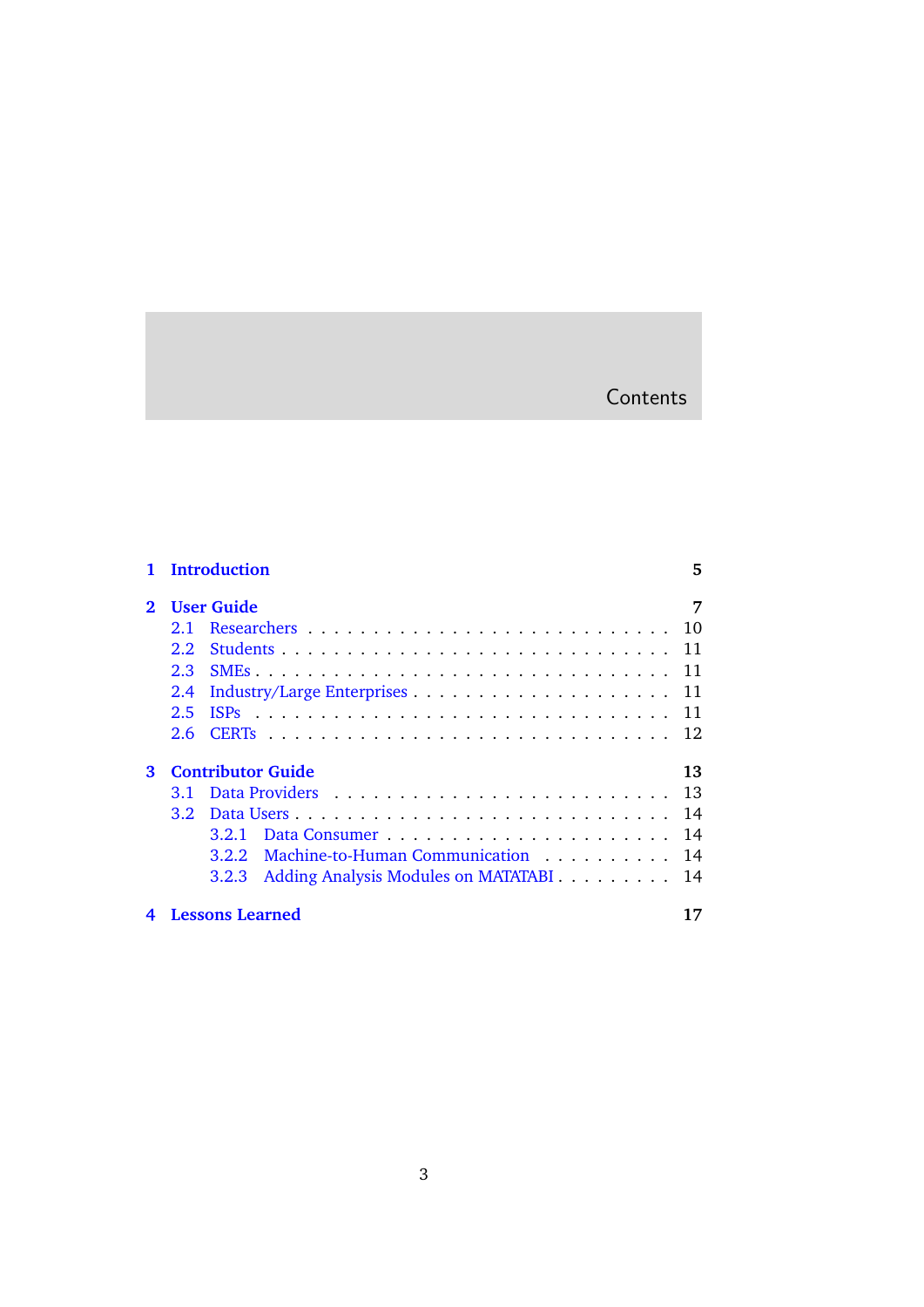# Contents

- **1 Introduction** — 5
- **2 User Guide** — 7
  - 2.1 Researchers — 10
  - 2.2 Students — 11
  - 2.3 SMEs — 11
  - 2.4 Industry/Large Enterprises — 11
  - 2.5 ISPs — 11
  - 2.6 CERTs — 12
- **3 Contributor Guide** — 13
  - 3.1 Data Providers — 13
  - 3.2 Data Users — 14
    - 3.2.1 Data Consumer — 14
    - 3.2.2 Machine-to-Human Communication — 14
    - 3.2.3 Adding Analysis Modules on MATATABI — 14
- **4 Lessons Learned** — 17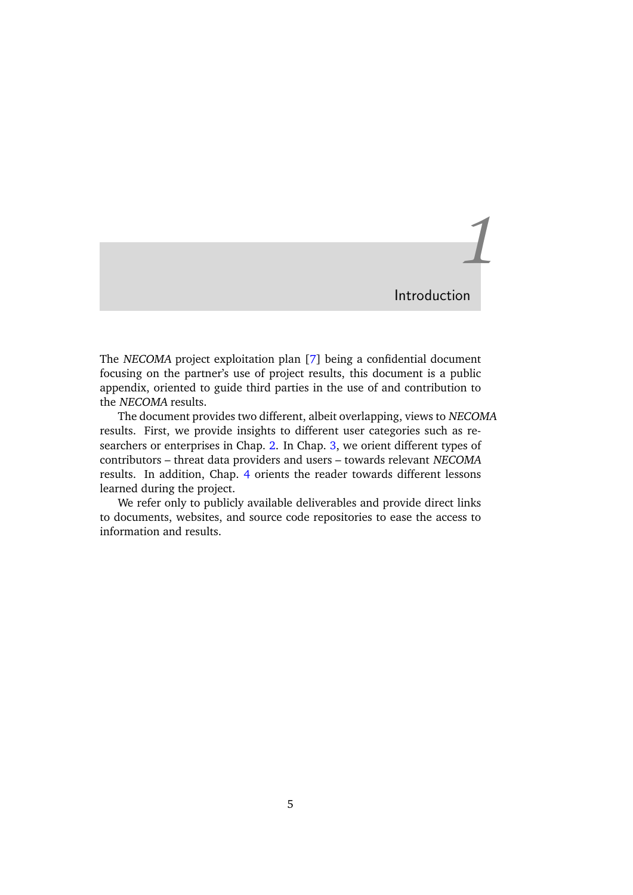# 1 Introduction

The *NECOMA* project exploitation plan [7] being a confidential document focusing on the partner's use of project results, this document is a public appendix, oriented to guide third parties in the use of and contribution to the *NECOMA* results.

The document provides two different, albeit overlapping, views to *NECOMA* results. First, we provide insights to different user categories such as researchers or enterprises in Chap. 2. In Chap. 3, we orient different types of contributors – threat data providers and users – towards relevant *NECOMA* results. In addition, Chap. 4 orients the reader towards different lessons learned during the project.

We refer only to publicly available deliverables and provide direct links to documents, websites, and source code repositories to ease the access to information and results.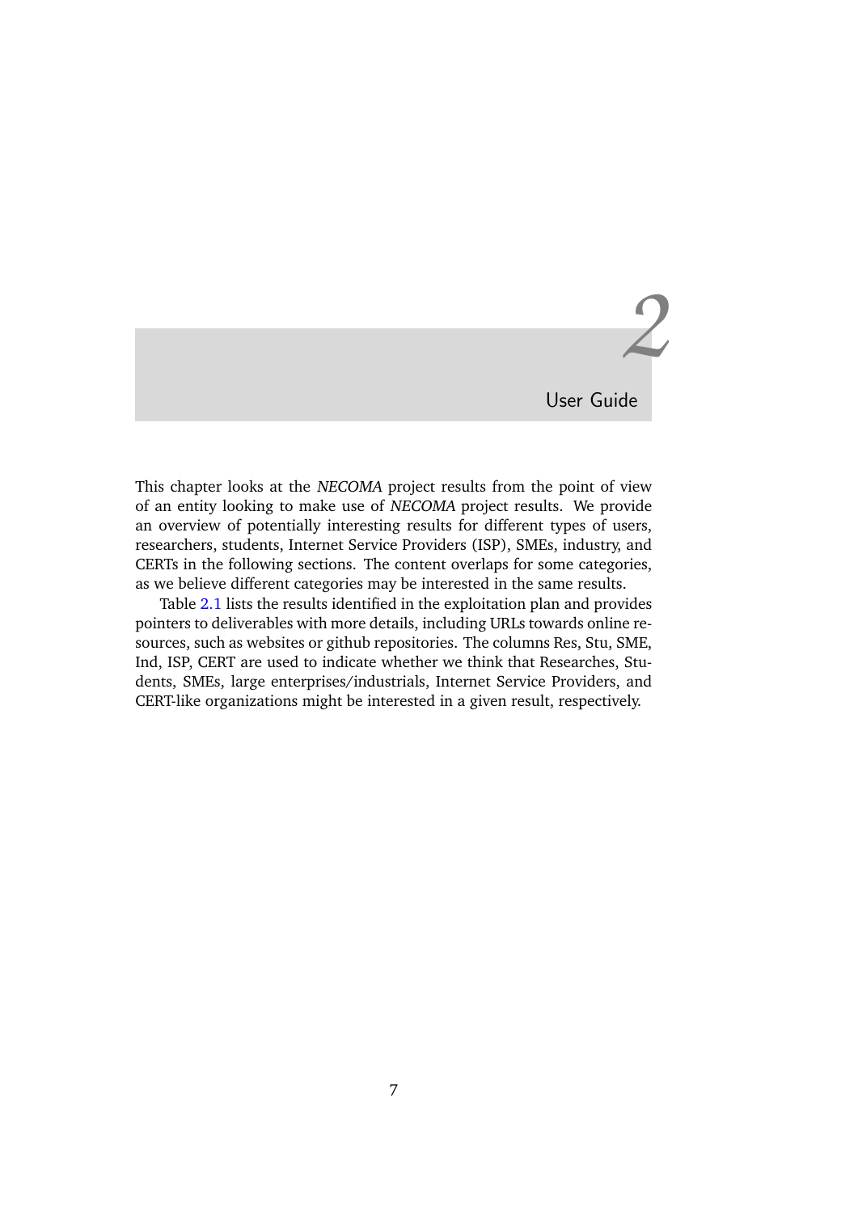# 2 User Guide

This chapter looks at the *NECOMA* project results from the point of view of an entity looking to make use of *NECOMA* project results. We provide an overview of potentially interesting results for different types of users, researchers, students, Internet Service Providers (ISP), SMEs, industry, and CERTs in the following sections. The content overlaps for some categories, as we believe different categories may be interested in the same results.

Table 2.1 lists the results identified in the exploitation plan and provides pointers to deliverables with more details, including URLs towards online resources, such as websites or github repositories. The columns Res, Stu, SME, Ind, ISP, CERT are used to indicate whether we think that Researches, Students, SMEs, large enterprises/industrials, Internet Service Providers, and CERT-like organizations might be interested in a given result, respectively.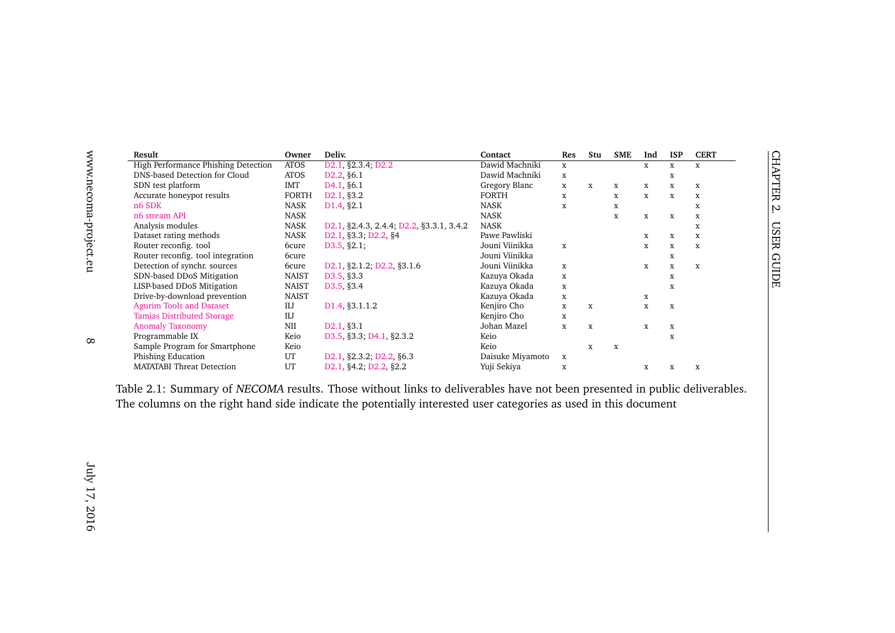| Result | Owner | Deliv. | Contact | Res | Stu | SME | Ind | ISP | CERT |
|---|---|---|---|---|---|---|---|---|---|
| High Performance Phishing Detection | ATOS | D2.1, §2.3.4; D2.2 | Dawid Machniki | x | | | x | x | x |
| DNS-based Detection for Cloud | ATOS | D2.2, §6.1 | Dawid Machniki | x | | | | x | |
| SDN test platform | IMT | D4.1, §6.1 | Gregory Blanc | x | x | x | x | x | x |
| Accurate honeypot results | FORTH | D2.1, §3.2 | FORTH | x | | x | x | x | x |
| n6 SDK | NASK | D1.4, §2.1 | NASK | x | | x | | | x |
| n6 stream API | NASK | | NASK | | | x | x | x | x |
| Analysis modules | NASK | D2.1, §2.4.3, 2.4.4; D2.2, §3.3.1, 3.4.2 | NASK | | | | | | x |
| Dataset rating methods | NASK | D2.1, §3.3; D2.2, §4 | Pawe Pawliski | | | | x | x | x |
| Router reconfig. tool | 6cure | D3.5, §2.1; | Jouni Viinikka | x | | | x | x | x |
| Router reconfig. tool integration | 6cure | | Jouni Viinikka | | | | | x | |
| Detection of synchr. sources | 6cure | D2.1, §2.1.2; D2.2, §3.1.6 | Jouni Viinikka | x | | | x | x | x |
| SDN-based DDoS Mitigation | NAIST | D3.5, §3.3 | Kazuya Okada | x | | | | x | |
| LISP-based DDoS Mitigation | NAIST | D3.5, §3.4 | Kazuya Okada | x | | | | x | |
| Drive-by-download prevention | NAIST | | Kazuya Okada | x | | | x | | |
| Agurim Tools and Dataset | IIJ | D1.4, §3.1.1.2 | Kenjiro Cho | x | x | | x | x | |
| Tamias Distributed Storage | IIJ | | Kenjiro Cho | x | | | | | |
| Anomaly Taxonomy | NII | D2.1, §3.1 | Johan Mazel | x | x | | x | x | |
| Programmable IX | Keio | D3.5, §3.3; D4.1, §2.3.2 | Keio | | | | | x | |
| Sample Program for Smartphone | Keio | | Keio | | x | x | | | |
| Phishing Education | UT | D2.1, §2.3.2; D2.2, §6.3 | Daisuke Miyamoto | x | | | | | |
| MATATABI Threat Detection | UT | D2.1, §4.2; D2.2, §2.2 | Yuji Sekiya | x | | | x | x | x |

Table 2.1: Summary of *NECOMA* results. Those without links to deliverables have not been presented in public deliverables. The columns on the right hand side indicate the potentially interested user categories as used in this document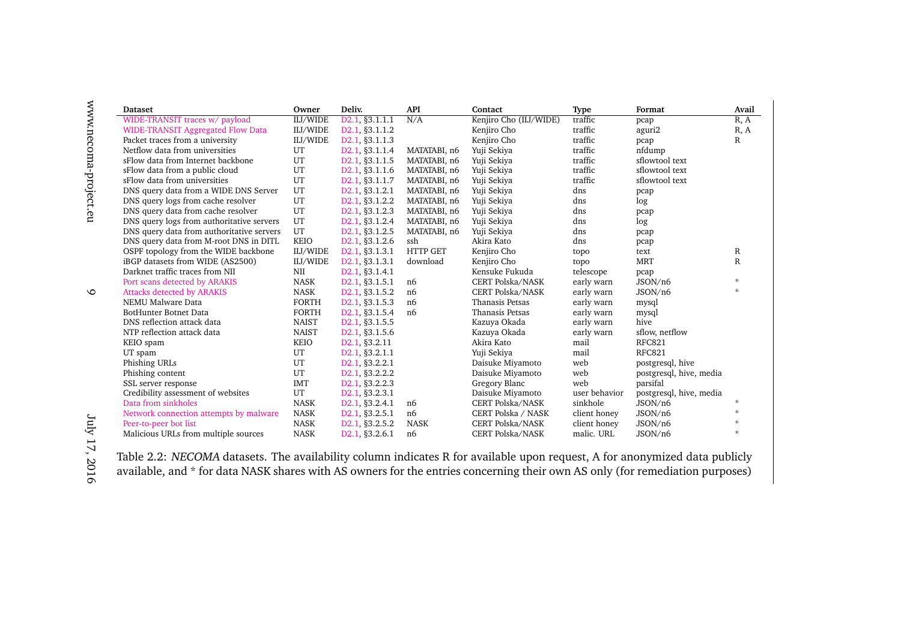| Dataset | Owner | Deliv. | API | Contact | Type | Format | Avail |
|---|---|---|---|---|---|---|---|
| WIDE-TRANSIT traces w/ payload | IIJ/WIDE | D2.1, §3.1.1.1 | N/A | Kenjiro Cho (IIJ/WIDE) | traffic | pcap | R, A |
| WIDE-TRANSIT Aggregated Flow Data | IIJ/WIDE | D2.1, §3.1.1.2 | | Kenjiro Cho | traffic | aguri2 | R, A |
| Packet traces from a university | IIJ/WIDE | D2.1, §3.1.1.3 | | Kenjiro Cho | traffic | pcap | R |
| Netflow data from universities | UT | D2.1, §3.1.1.4 | MATATABI, n6 | Yuji Sekiya | traffic | nfdump | |
| sFlow data from Internet backbone | UT | D2.1, §3.1.1.5 | MATATABI, n6 | Yuji Sekiya | traffic | sflowtool text | |
| sFlow data from a public cloud | UT | D2.1, §3.1.1.6 | MATATABI, n6 | Yuji Sekiya | traffic | sflowtool text | |
| sFlow data from universities | UT | D2.1, §3.1.1.7 | MATATABI, n6 | Yuji Sekiya | traffic | sflowtool text | |
| DNS query data from a WIDE DNS Server | UT | D2.1, §3.1.2.1 | MATATABI, n6 | Yuji Sekiya | dns | pcap | |
| DNS query logs from cache resolver | UT | D2.1, §3.1.2.2 | MATATABI, n6 | Yuji Sekiya | dns | log | |
| DNS query data from cache resolver | UT | D2.1, §3.1.2.3 | MATATABI, n6 | Yuji Sekiya | dns | pcap | |
| DNS query logs from authoritative servers | UT | D2.1, §3.1.2.4 | MATATABI, n6 | Yuji Sekiya | dns | log | |
| DNS query data from authoritative servers | UT | D2.1, §3.1.2.5 | MATATABI, n6 | Yuji Sekiya | dns | pcap | |
| DNS query data from M-root DNS in DITL | KEIO | D2.1, §3.1.2.6 | ssh | Akira Kato | dns | pcap | |
| OSPF topology from the WIDE backbone | IIJ/WIDE | D2.1, §3.1.3.1 | HTTP GET | Kenjiro Cho | topo | text | R |
| iBGP datasets from WIDE (AS2500) | IIJ/WIDE | D2.1, §3.1.3.1 | download | Kenjiro Cho | topo | MRT | R |
| Darknet traffic traces from NII | NII | D2.1, §3.1.4.1 | | Kensuke Fukuda | telescope | pcap | |
| Port scans detected by ARAKIS | NASK | D2.1, §3.1.5.1 | n6 | CERT Polska/NASK | early warn | JSON/n6 | * |
| Attacks detected by ARAKIS | NASK | D2.1, §3.1.5.2 | n6 | CERT Polska/NASK | early warn | JSON/n6 | * |
| NEMU Malware Data | FORTH | D2.1, §3.1.5.3 | n6 | Thanasis Petsas | early warn | mysql | |
| BotHunter Botnet Data | FORTH | D2.1, §3.1.5.4 | n6 | Thanasis Petsas | early warn | mysql | |
| DNS reflection attack data | NAIST | D2.1, §3.1.5.5 | | Kazuya Okada | early warn | hive | |
| NTP reflection attack data | NAIST | D2.1, §3.1.5.6 | | Kazuya Okada | early warn | sflow, netflow | |
| KEIO spam | KEIO | D2.1, §3.2.11 | | Akira Kato | mail | RFC821 | |
| UT spam | UT | D2.1, §3.2.1.1 | | Yuji Sekiya | mail | RFC821 | |
| Phishing URLs | UT | D2.1, §3.2.2.1 | | Daisuke Miyamoto | web | postgresql, hive | |
| Phishing content | UT | D2.1, §3.2.2.2 | | Daisuke Miyamoto | web | postgresql, hive, media | |
| SSL server response | IMT | D2.1, §3.2.2.3 | | Gregory Blanc | web | parsifal | |
| Credibility assessment of websites | UT | D2.1, §3.2.3.1 | | Daisuke Miyamoto | user behavior | postgresql, hive, media | |
| Data from sinkholes | NASK | D2.1, §3.2.4.1 | n6 | CERT Polska/NASK | sinkhole | JSON/n6 | * |
| Network connection attempts by malware | NASK | D2.1, §3.2.5.1 | n6 | CERT Polska / NASK | client honey | JSON/n6 | * |
| Peer-to-peer bot list | NASK | D2.1, §3.2.5.2 | NASK | CERT Polska/NASK | client honey | JSON/n6 | * |
| Malicious URLs from multiple sources | NASK | D2.1, §3.2.6.1 | n6 | CERT Polska/NASK | malic. URL | JSON/n6 | * |

Table 2.2: *NECOMA* datasets. The availability column indicates R for available upon request, A for anonymized data publicly available, and * for data NASK shares with AS owners for the entries concerning their own AS only (for remediation purposes)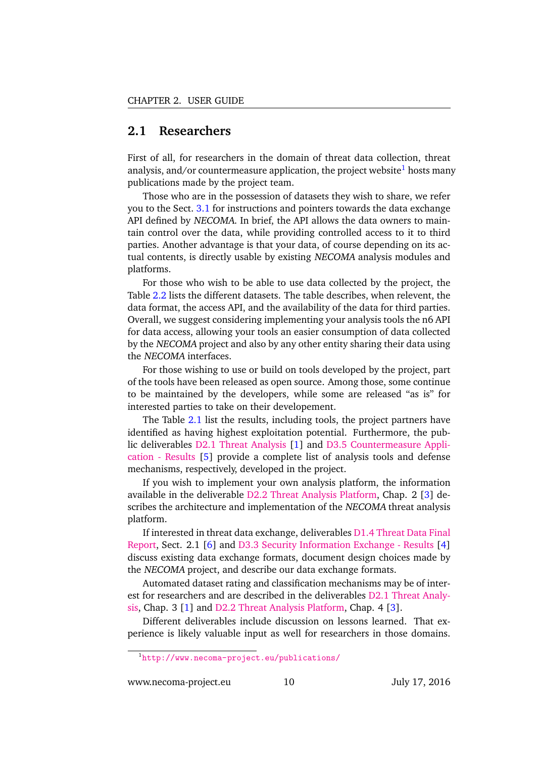## 2.1 Researchers

First of all, for researchers in the domain of threat data collection, threat analysis, and/or countermeasure application, the project website[1] hosts many publications made by the project team.

Those who are in the possession of datasets they wish to share, we refer you to the Sect. 3.1 for instructions and pointers towards the data exchange API defined by *NECOMA*. In brief, the API allows the data owners to maintain control over the data, while providing controlled access to it to third parties. Another advantage is that your data, of course depending on its actual contents, is directly usable by existing *NECOMA* analysis modules and platforms.

For those who wish to be able to use data collected by the project, the Table 2.2 lists the different datasets. The table describes, when relevent, the data format, the access API, and the availability of the data for third parties. Overall, we suggest considering implementing your analysis tools the n6 API for data access, allowing your tools an easier consumption of data collected by the *NECOMA* project and also by any other entity sharing their data using the *NECOMA* interfaces.

For those wishing to use or build on tools developed by the project, part of the tools have been released as open source. Among those, some continue to be maintained by the developers, while some are released "as is" for interested parties to take on their developement.

The Table 2.1 list the results, including tools, the project partners have identified as having highest exploitation potential. Furthermore, the public deliverables D2.1 Threat Analysis [1] and D3.5 Countermeasure Application - Results [5] provide a complete list of analysis tools and defense mechanisms, respectively, developed in the project.

If you wish to implement your own analysis platform, the information available in the deliverable D2.2 Threat Analysis Platform, Chap. 2 [3] describes the architecture and implementation of the *NECOMA* threat analysis platform.

If interested in threat data exchange, deliverables D1.4 Threat Data Final Report, Sect. 2.1 [6] and D3.3 Security Information Exchange - Results [4] discuss existing data exchange formats, document design choices made by the *NECOMA* project, and describe our data exchange formats.

Automated dataset rating and classification mechanisms may be of interest for researchers and are described in the deliverables D2.1 Threat Analysis, Chap. 3 [1] and D2.2 Threat Analysis Platform, Chap. 4 [3].

Different deliverables include discussion on lessons learned. That experience is likely valuable input as well for researchers in those domains.

[1] http://www.necoma-project.eu/publications/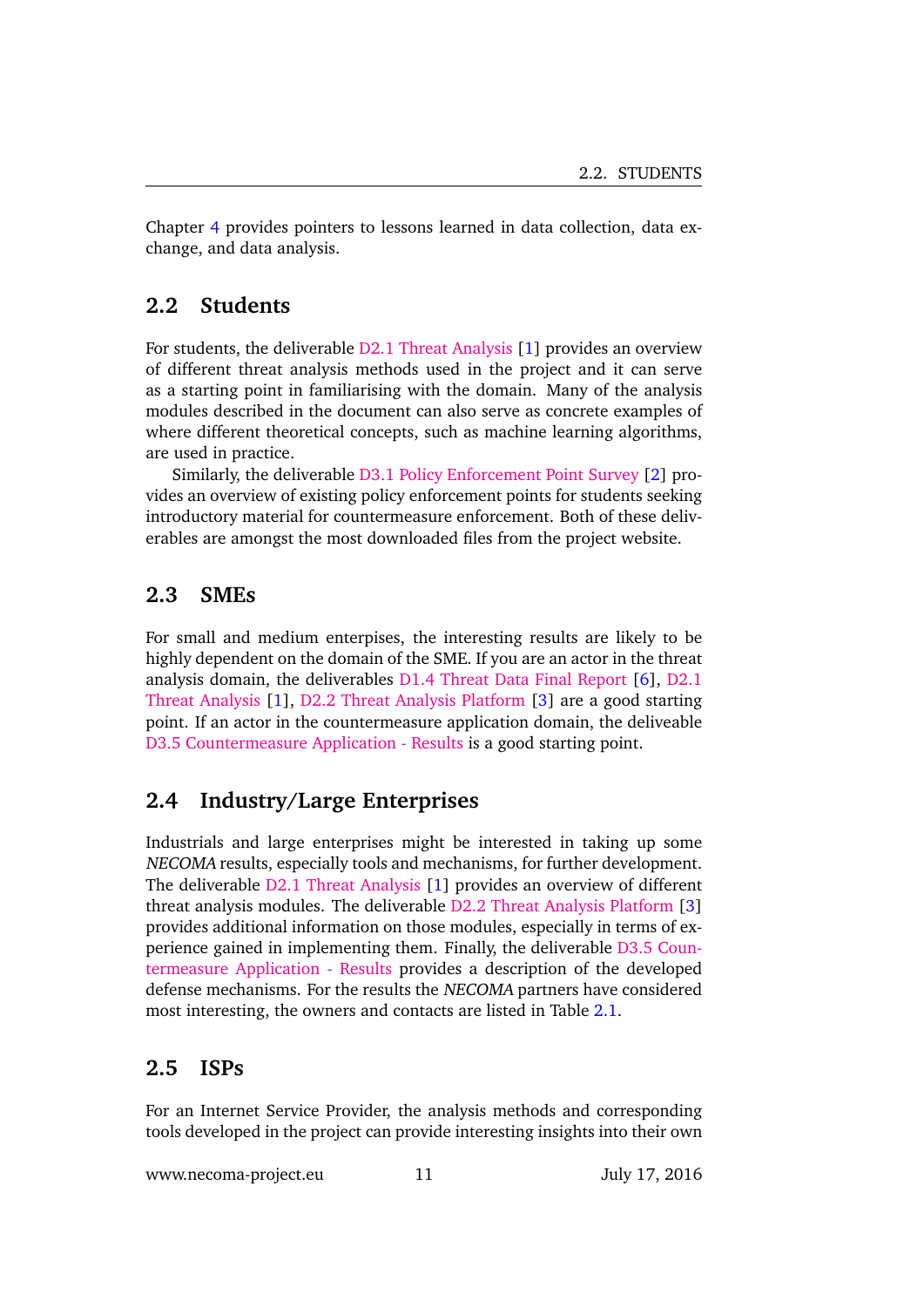Chapter 4 provides pointers to lessons learned in data collection, data exchange, and data analysis.

## 2.2 Students

For students, the deliverable D2.1 Threat Analysis [1] provides an overview of different threat analysis methods used in the project and it can serve as a starting point in familiarising with the domain. Many of the analysis modules described in the document can also serve as concrete examples of where different theoretical concepts, such as machine learning algorithms, are used in practice.

Similarly, the deliverable D3.1 Policy Enforcement Point Survey [2] provides an overview of existing policy enforcement points for students seeking introductory material for countermeasure enforcement. Both of these deliverables are amongst the most downloaded files from the project website.

## 2.3 SMEs

For small and medium enterpises, the interesting results are likely to be highly dependent on the domain of the SME. If you are an actor in the threat analysis domain, the deliverables D1.4 Threat Data Final Report [6], D2.1 Threat Analysis [1], D2.2 Threat Analysis Platform [3] are a good starting point. If an actor in the countermeasure application domain, the deliveable D3.5 Countermeasure Application - Results is a good starting point.

## 2.4 Industry/Large Enterprises

Industrials and large enterprises might be interested in taking up some *NECOMA* results, especially tools and mechanisms, for further development. The deliverable D2.1 Threat Analysis [1] provides an overview of different threat analysis modules. The deliverable D2.2 Threat Analysis Platform [3] provides additional information on those modules, especially in terms of experience gained in implementing them. Finally, the deliverable D3.5 Countermeasure Application - Results provides a description of the developed defense mechanisms. For the results the *NECOMA* partners have considered most interesting, the owners and contacts are listed in Table 2.1.

## 2.5 ISPs

For an Internet Service Provider, the analysis methods and corresponding tools developed in the project can provide interesting insights into their own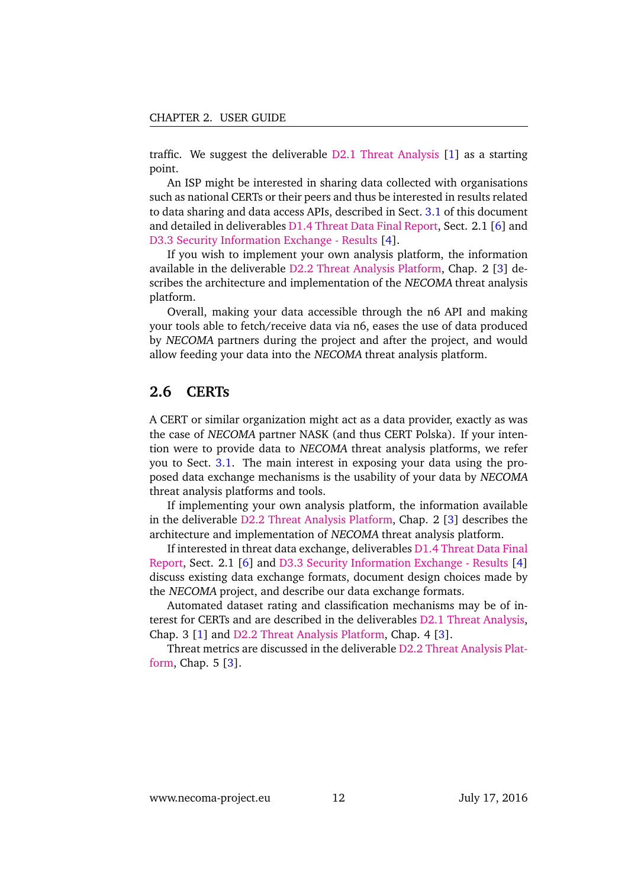traffic. We suggest the deliverable D2.1 Threat Analysis [1] as a starting point.

An ISP might be interested in sharing data collected with organisations such as national CERTs or their peers and thus be interested in results related to data sharing and data access APIs, described in Sect. 3.1 of this document and detailed in deliverables D1.4 Threat Data Final Report, Sect. 2.1 [6] and D3.3 Security Information Exchange - Results [4].

If you wish to implement your own analysis platform, the information available in the deliverable D2.2 Threat Analysis Platform, Chap. 2 [3] describes the architecture and implementation of the *NECOMA* threat analysis platform.

Overall, making your data accessible through the n6 API and making your tools able to fetch/receive data via n6, eases the use of data produced by *NECOMA* partners during the project and after the project, and would allow feeding your data into the *NECOMA* threat analysis platform.

## 2.6 CERTs

A CERT or similar organization might act as a data provider, exactly as was the case of *NECOMA* partner NASK (and thus CERT Polska). If your intention were to provide data to *NECOMA* threat analysis platforms, we refer you to Sect. 3.1. The main interest in exposing your data using the proposed data exchange mechanisms is the usability of your data by *NECOMA* threat analysis platforms and tools.

If implementing your own analysis platform, the information available in the deliverable D2.2 Threat Analysis Platform, Chap. 2 [3] describes the architecture and implementation of *NECOMA* threat analysis platform.

If interested in threat data exchange, deliverables D1.4 Threat Data Final Report, Sect. 2.1 [6] and D3.3 Security Information Exchange - Results [4] discuss existing data exchange formats, document design choices made by the *NECOMA* project, and describe our data exchange formats.

Automated dataset rating and classification mechanisms may be of interest for CERTs and are described in the deliverables D2.1 Threat Analysis, Chap. 3 [1] and D2.2 Threat Analysis Platform, Chap. 4 [3].

Threat metrics are discussed in the deliverable D2.2 Threat Analysis Platform, Chap. 5 [3].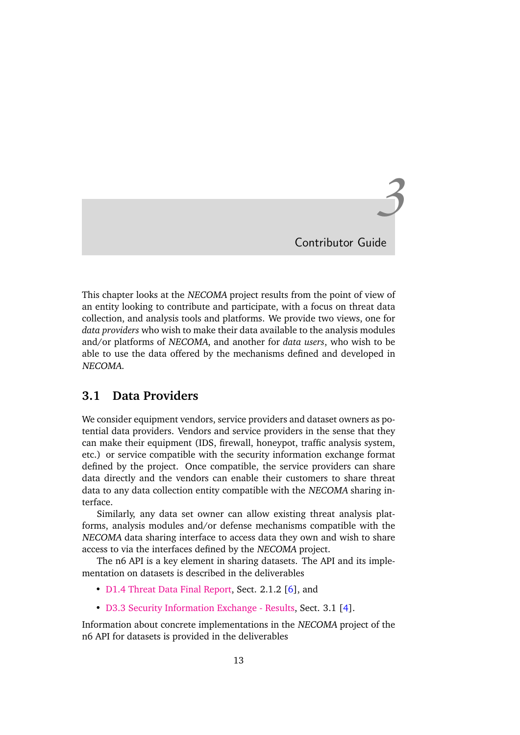# 3 Contributor Guide

This chapter looks at the *NECOMA* project results from the point of view of an entity looking to contribute and participate, with a focus on threat data collection, and analysis tools and platforms. We provide two views, one for *data providers* who wish to make their data available to the analysis modules and/or platforms of *NECOMA*, and another for *data users*, who wish to be able to use the data offered by the mechanisms defined and developed in *NECOMA*.

## 3.1 Data Providers

We consider equipment vendors, service providers and dataset owners as potential data providers. Vendors and service providers in the sense that they can make their equipment (IDS, firewall, honeypot, traffic analysis system, etc.) or service compatible with the security information exchange format defined by the project. Once compatible, the service providers can share data directly and the vendors can enable their customers to share threat data to any data collection entity compatible with the *NECOMA* sharing interface.

Similarly, any data set owner can allow existing threat analysis platforms, analysis modules and/or defense mechanisms compatible with the *NECOMA* data sharing interface to access data they own and wish to share access to via the interfaces defined by the *NECOMA* project.

The n6 API is a key element in sharing datasets. The API and its implementation on datasets is described in the deliverables

- D1.4 Threat Data Final Report, Sect. 2.1.2 [6], and
- D3.3 Security Information Exchange - Results, Sect. 3.1 [4].

Information about concrete implementations in the *NECOMA* project of the n6 API for datasets is provided in the deliverables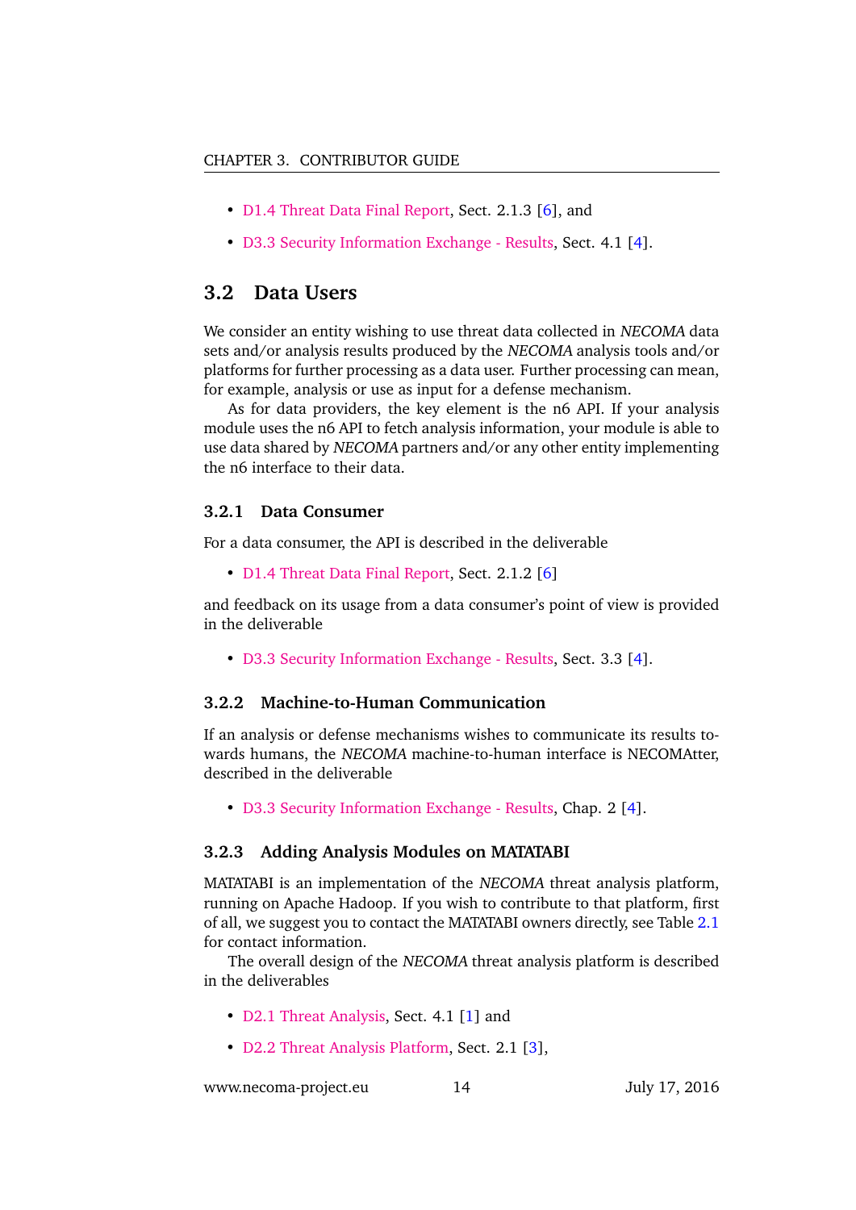- D1.4 Threat Data Final Report, Sect. 2.1.3 [6], and
- D3.3 Security Information Exchange - Results, Sect. 4.1 [4].

## 3.2 Data Users

We consider an entity wishing to use threat data collected in *NECOMA* data sets and/or analysis results produced by the *NECOMA* analysis tools and/or platforms for further processing as a data user. Further processing can mean, for example, analysis or use as input for a defense mechanism.

As for data providers, the key element is the n6 API. If your analysis module uses the n6 API to fetch analysis information, your module is able to use data shared by *NECOMA* partners and/or any other entity implementing the n6 interface to their data.

### 3.2.1 Data Consumer

For a data consumer, the API is described in the deliverable

- D1.4 Threat Data Final Report, Sect. 2.1.2 [6]

and feedback on its usage from a data consumer's point of view is provided in the deliverable

- D3.3 Security Information Exchange - Results, Sect. 3.3 [4].

### 3.2.2 Machine-to-Human Communication

If an analysis or defense mechanisms wishes to communicate its results towards humans, the *NECOMA* machine-to-human interface is NECOMAtter, described in the deliverable

- D3.3 Security Information Exchange - Results, Chap. 2 [4].

### 3.2.3 Adding Analysis Modules on MATATABI

MATATABI is an implementation of the *NECOMA* threat analysis platform, running on Apache Hadoop. If you wish to contribute to that platform, first of all, we suggest you to contact the MATATABI owners directly, see Table 2.1 for contact information.

The overall design of the *NECOMA* threat analysis platform is described in the deliverables

- D2.1 Threat Analysis, Sect. 4.1 [1] and
- D2.2 Threat Analysis Platform, Sect. 2.1 [3],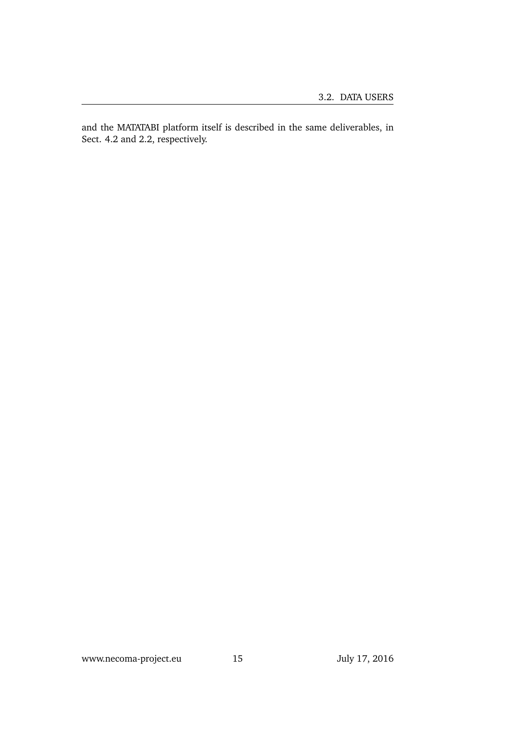and the MATATABI platform itself is described in the same deliverables, in Sect. 4.2 and 2.2, respectively.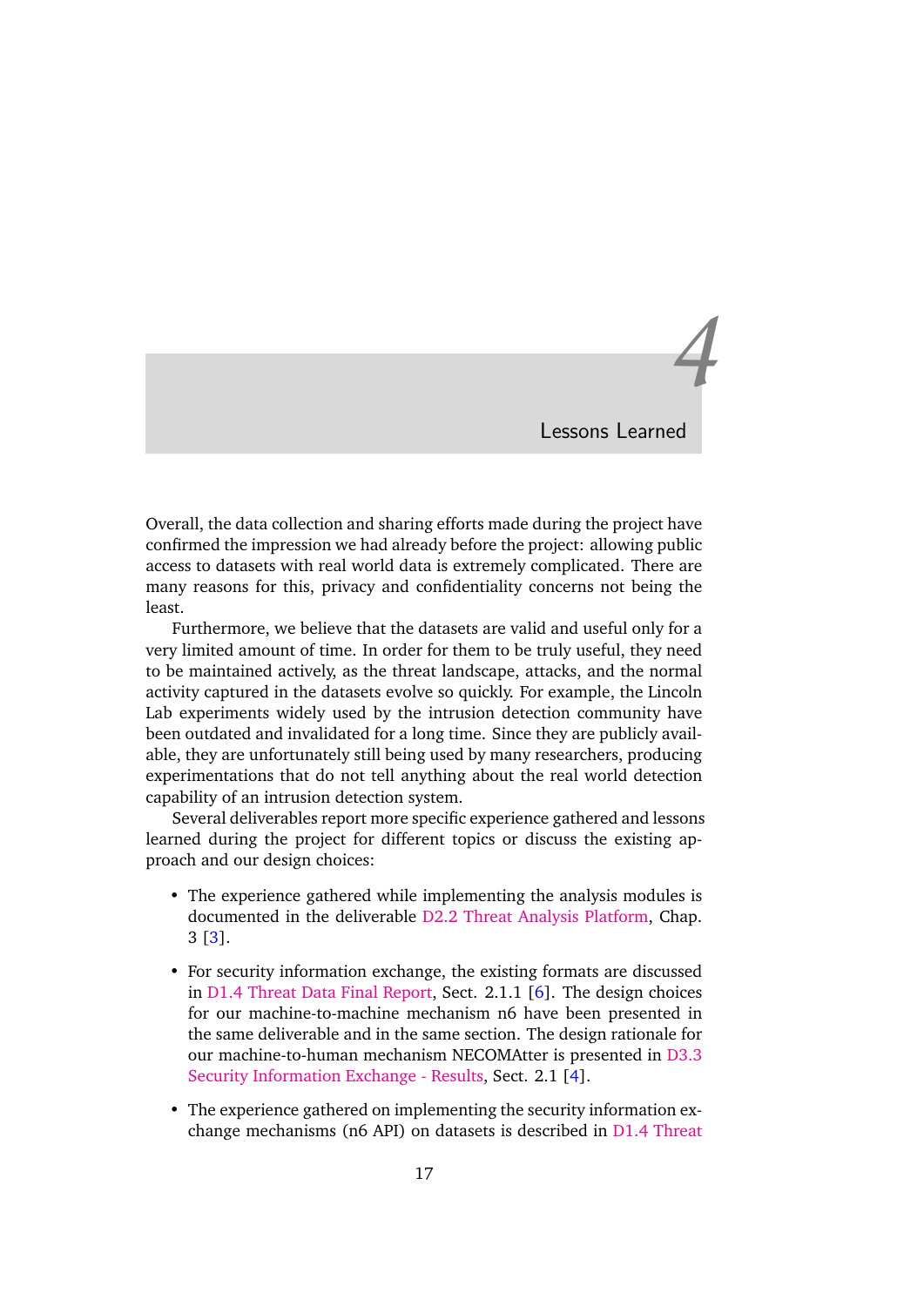# 4 Lessons Learned

Overall, the data collection and sharing efforts made during the project have confirmed the impression we had already before the project: allowing public access to datasets with real world data is extremely complicated. There are many reasons for this, privacy and confidentiality concerns not being the least.

Furthermore, we believe that the datasets are valid and useful only for a very limited amount of time. In order for them to be truly useful, they need to be maintained actively, as the threat landscape, attacks, and the normal activity captured in the datasets evolve so quickly. For example, the Lincoln Lab experiments widely used by the intrusion detection community have been outdated and invalidated for a long time. Since they are publicly available, they are unfortunately still being used by many researchers, producing experimentations that do not tell anything about the real world detection capability of an intrusion detection system.

Several deliverables report more specific experience gathered and lessons learned during the project for different topics or discuss the existing approach and our design choices:

- The experience gathered while implementing the analysis modules is documented in the deliverable D2.2 Threat Analysis Platform, Chap. 3 [3].
- For security information exchange, the existing formats are discussed in D1.4 Threat Data Final Report, Sect. 2.1.1 [6]. The design choices for our machine-to-machine mechanism n6 have been presented in the same deliverable and in the same section. The design rationale for our machine-to-human mechanism NECOMAtter is presented in D3.3 Security Information Exchange - Results, Sect. 2.1 [4].
- The experience gathered on implementing the security information exchange mechanisms (n6 API) on datasets is described in D1.4 Threat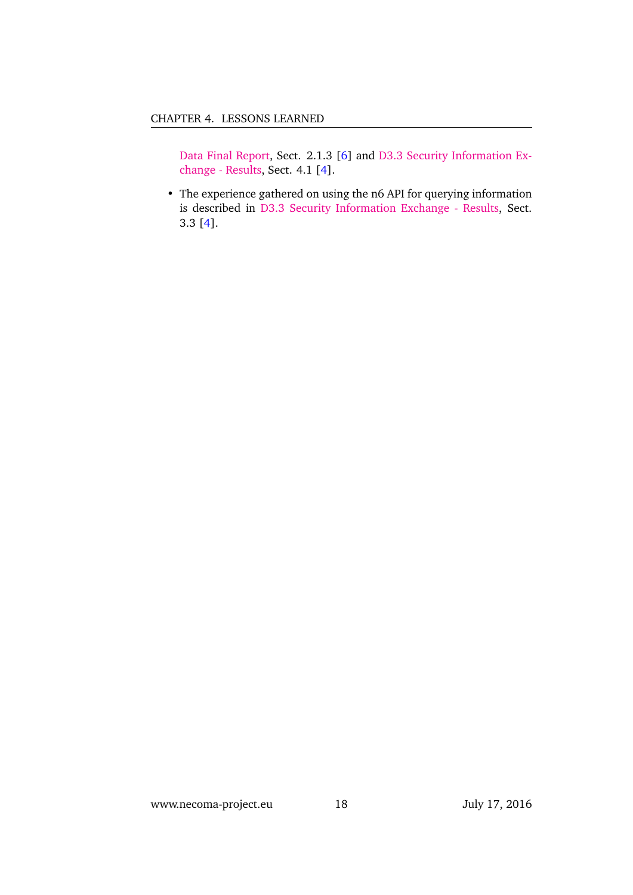Data Final Report, Sect. 2.1.3 [6] and D3.3 Security Information Exchange - Results, Sect. 4.1 [4].

- The experience gathered on using the n6 API for querying information is described in D3.3 Security Information Exchange - Results, Sect. 3.3 [4].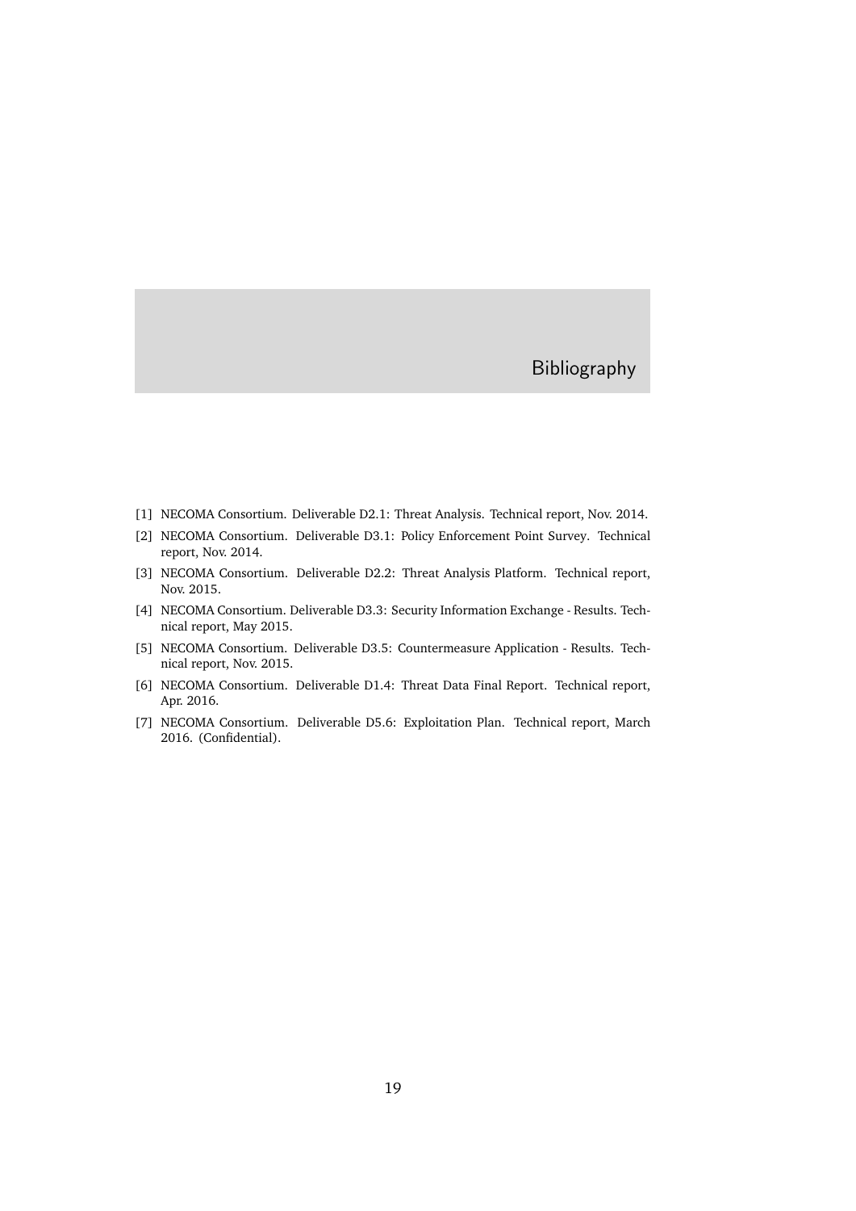# Bibliography

[1] NECOMA Consortium. Deliverable D2.1: Threat Analysis. Technical report, Nov. 2014.

[2] NECOMA Consortium. Deliverable D3.1: Policy Enforcement Point Survey. Technical report, Nov. 2014.

[3] NECOMA Consortium. Deliverable D2.2: Threat Analysis Platform. Technical report, Nov. 2015.

[4] NECOMA Consortium. Deliverable D3.3: Security Information Exchange - Results. Technical report, May 2015.

[5] NECOMA Consortium. Deliverable D3.5: Countermeasure Application - Results. Technical report, Nov. 2015.

[6] NECOMA Consortium. Deliverable D1.4: Threat Data Final Report. Technical report, Apr. 2016.

[7] NECOMA Consortium. Deliverable D5.6: Exploitation Plan. Technical report, March 2016. (Confidential).